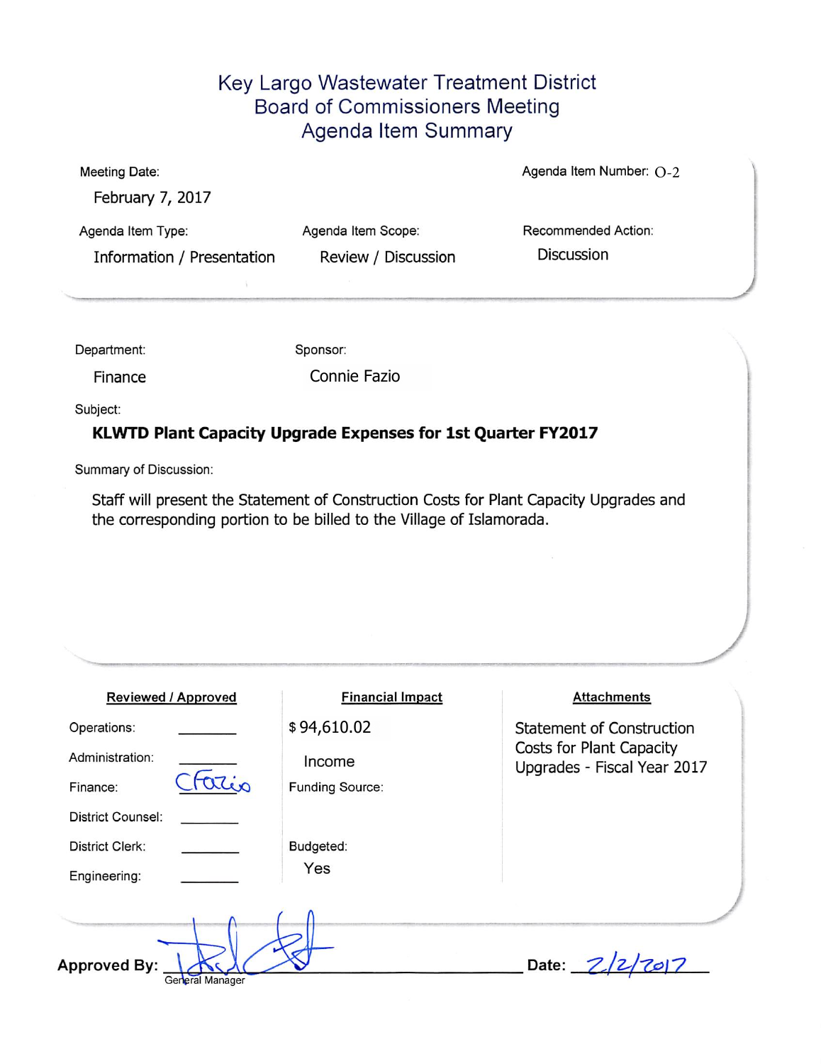# Key Largo Wastewater Treatment District
## Board of Commissioners Meeting
## Agenda Item Summary

Meeting Date:

February 7, 2017

Agenda Item Number: O-2

Agenda Item Type:

Information / Presentation

Agenda Item Scope:

Review / Discussion

Recommended Action:

Discussion

Department:

Finance

Sponsor:

Connie Fazio

Subject:

**KLWTD Plant Capacity Upgrade Expenses for 1st Quarter FY2017**

Summary of Discussion:

Staff will present the Statement of Construction Costs for Plant Capacity Upgrades and the corresponding portion to be billed to the Village of Islamorada.

| Reviewed / Approved | | Financial Impact | Attachments |
|---|---|---|---|
| Operations: | ________ | $ 94,610.02 | Statement of Construction Costs for Plant Capacity Upgrades - Fiscal Year 2017 |
| Administration: | ________ | Income | |
| Finance: | CFazio | Funding Source: | |
| District Counsel: | ________ | | |
| District Clerk: | ________ | Budgeted: | |
| Engineering: | ________ | Yes | |

Approved By: [signature] General Manager

Date: 2/2/2017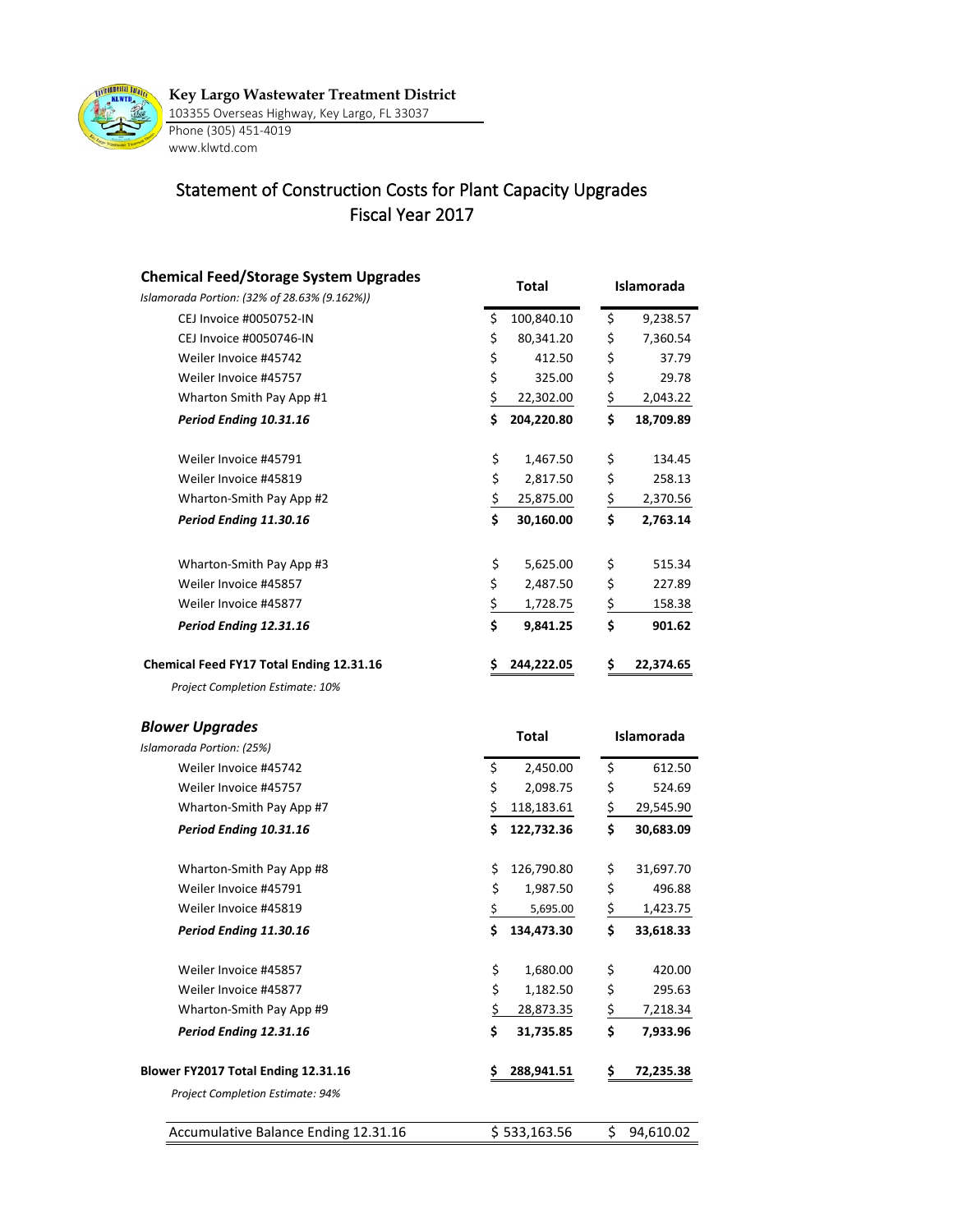**Key Largo Wastewater Treatment District**
103355 Overseas Highway, Key Largo, FL 33037
Phone (305) 451-4019
www.klwtd.com

## Statement of Construction Costs for Plant Capacity Upgrades
## Fiscal Year 2017

| **Chemical Feed/Storage System Upgrades**<br>*Islamorada Portion: (32% of 28.63% (9.162%))* | **Total** | **Islamorada** |
|---|---|---|
| CEJ Invoice #0050752-IN | $ 100,840.10 | $ 9,238.57 |
| CEJ Invoice #0050746-IN | $ 80,341.20 | $ 7,360.54 |
| Weiler Invoice #45742 | $ 412.50 | $ 37.79 |
| Weiler Invoice #45757 | $ 325.00 | $ 29.78 |
| Wharton Smith Pay App #1 | $ 22,302.00 | $ 2,043.22 |
| ***Period Ending 10.31.16*** | **$ 204,220.80** | **$ 18,709.89** |
| Weiler Invoice #45791 | $ 1,467.50 | $ 134.45 |
| Weiler Invoice #45819 | $ 2,817.50 | $ 258.13 |
| Wharton-Smith Pay App #2 | $ 25,875.00 | $ 2,370.56 |
| ***Period Ending 11.30.16*** | **$ 30,160.00** | **$ 2,763.14** |
| Wharton-Smith Pay App #3 | $ 5,625.00 | $ 515.34 |
| Weiler Invoice #45857 | $ 2,487.50 | $ 227.89 |
| Weiler Invoice #45877 | $ 1,728.75 | $ 158.38 |
| ***Period Ending 12.31.16*** | **$ 9,841.25** | **$ 901.62** |
| **Chemical Feed FY17 Total Ending 12.31.16** | **$ 244,222.05** | **$ 22,374.65** |

*Project Completion Estimate: 10%*

| ***Blower Upgrades***<br>*Islamorada Portion: (25%)* | **Total** | **Islamorada** |
|---|---|---|
| Weiler Invoice #45742 | $ 2,450.00 | $ 612.50 |
| Weiler Invoice #45757 | $ 2,098.75 | $ 524.69 |
| Wharton-Smith Pay App #7 | $ 118,183.61 | $ 29,545.90 |
| ***Period Ending 10.31.16*** | **$ 122,732.36** | **$ 30,683.09** |
| Wharton-Smith Pay App #8 | $ 126,790.80 | $ 31,697.70 |
| Weiler Invoice #45791 | $ 1,987.50 | $ 496.88 |
| Weiler Invoice #45819 | $ 5,695.00 | $ 1,423.75 |
| ***Period Ending 11.30.16*** | **$ 134,473.30** | **$ 33,618.33** |
| Weiler Invoice #45857 | $ 1,680.00 | $ 420.00 |
| Weiler Invoice #45877 | $ 1,182.50 | $ 295.63 |
| Wharton-Smith Pay App #9 | $ 28,873.35 | $ 7,218.34 |
| ***Period Ending 12.31.16*** | **$ 31,735.85** | **$ 7,933.96** |
| **Blower FY2017 Total Ending 12.31.16** | **$ 288,941.51** | **$ 72,235.38** |

*Project Completion Estimate: 94%*

| | | |
|---|---|---|
| Accumulative Balance Ending 12.31.16 | $ 533,163.56 | $ 94,610.02 |